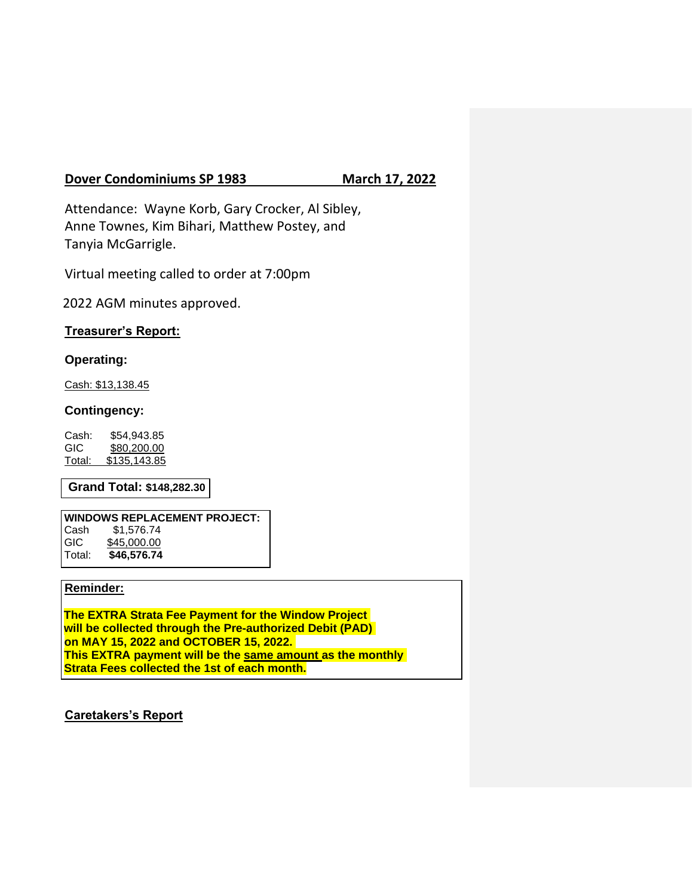**Dover Condominiums SP 1983 March 17, 2022**

Attendance: Wayne Korb, Gary Crocker, Al Sibley, Anne Townes, Kim Bihari, Matthew Postey, and Tanyia McGarrigle.

Virtual meeting called to order at 7:00pm

2022 AGM minutes approved.

## Treasurer's Report:

### Operating:

Cash: $13,138.45

### Contingency:

Cash: $54,943.85
GIC $80,200.00
Total: $135,143.85

**Grand Total: $148,282.30**

**WINDOWS REPLACEMENT PROJECT:**
Cash $1,576.74
GIC $45,000.00
Total: **$46,576.74**

**Reminder:**

**The EXTRA Strata Fee Payment for the Window Project will be collected through the Pre-authorized Debit (PAD) on MAY 15, 2022 and OCTOBER 15, 2022.
This EXTRA payment will be the same amount as the monthly Strata Fees collected the 1st of each month.**

## Caretakers's Report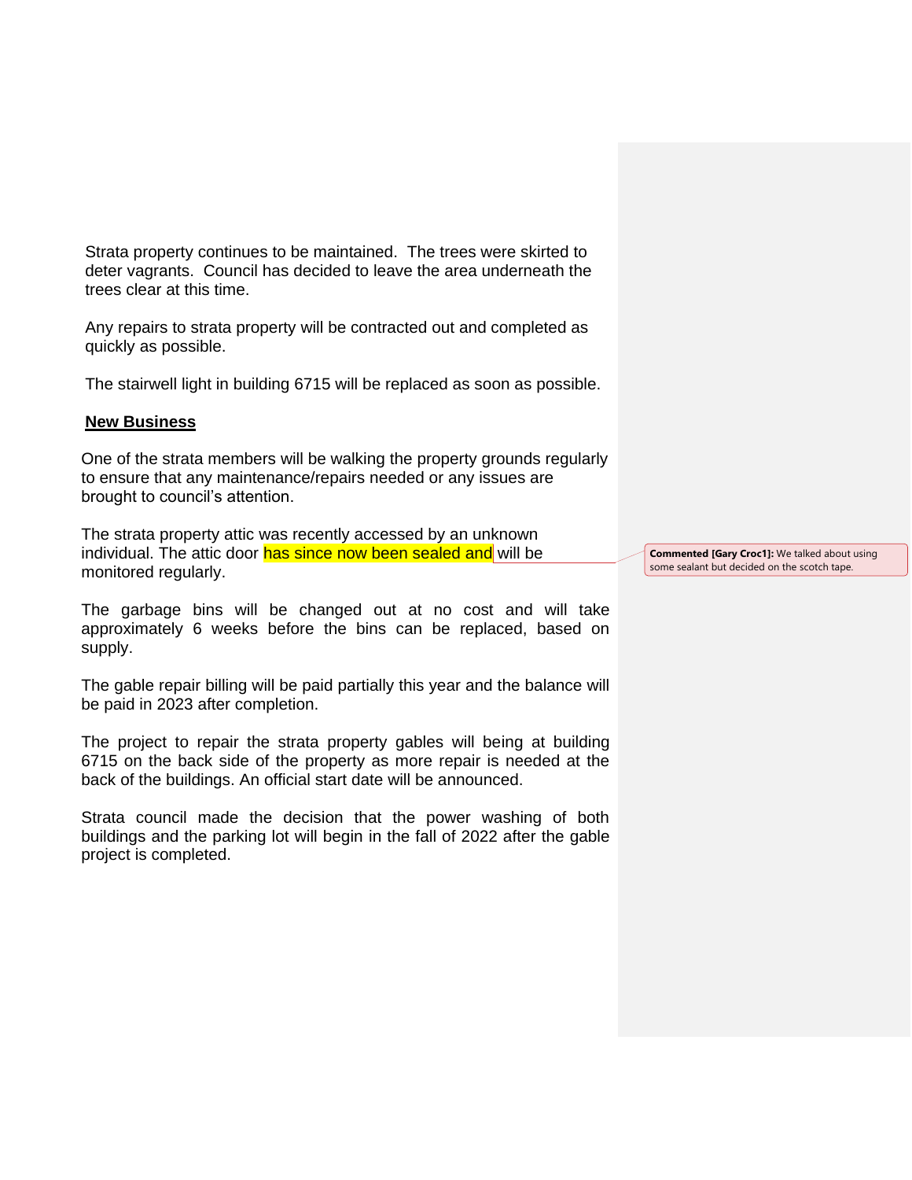Strata property continues to be maintained. The trees were skirted to deter vagrants. Council has decided to leave the area underneath the trees clear at this time.

Any repairs to strata property will be contracted out and completed as quickly as possible.

The stairwell light in building 6715 will be replaced as soon as possible.

**New Business**

One of the strata members will be walking the property grounds regularly to ensure that any maintenance/repairs needed or any issues are brought to council's attention.

The strata property attic was recently accessed by an unknown individual. The attic door has since now been sealed and will be monitored regularly.

> **Commented [Gary Croc1]:** We talked about using some sealant but decided on the scotch tape.

The garbage bins will be changed out at no cost and will take approximately 6 weeks before the bins can be replaced, based on supply.

The gable repair billing will be paid partially this year and the balance will be paid in 2023 after completion.

The project to repair the strata property gables will being at building 6715 on the back side of the property as more repair is needed at the back of the buildings. An official start date will be announced.

Strata council made the decision that the power washing of both buildings and the parking lot will begin in the fall of 2022 after the gable project is completed.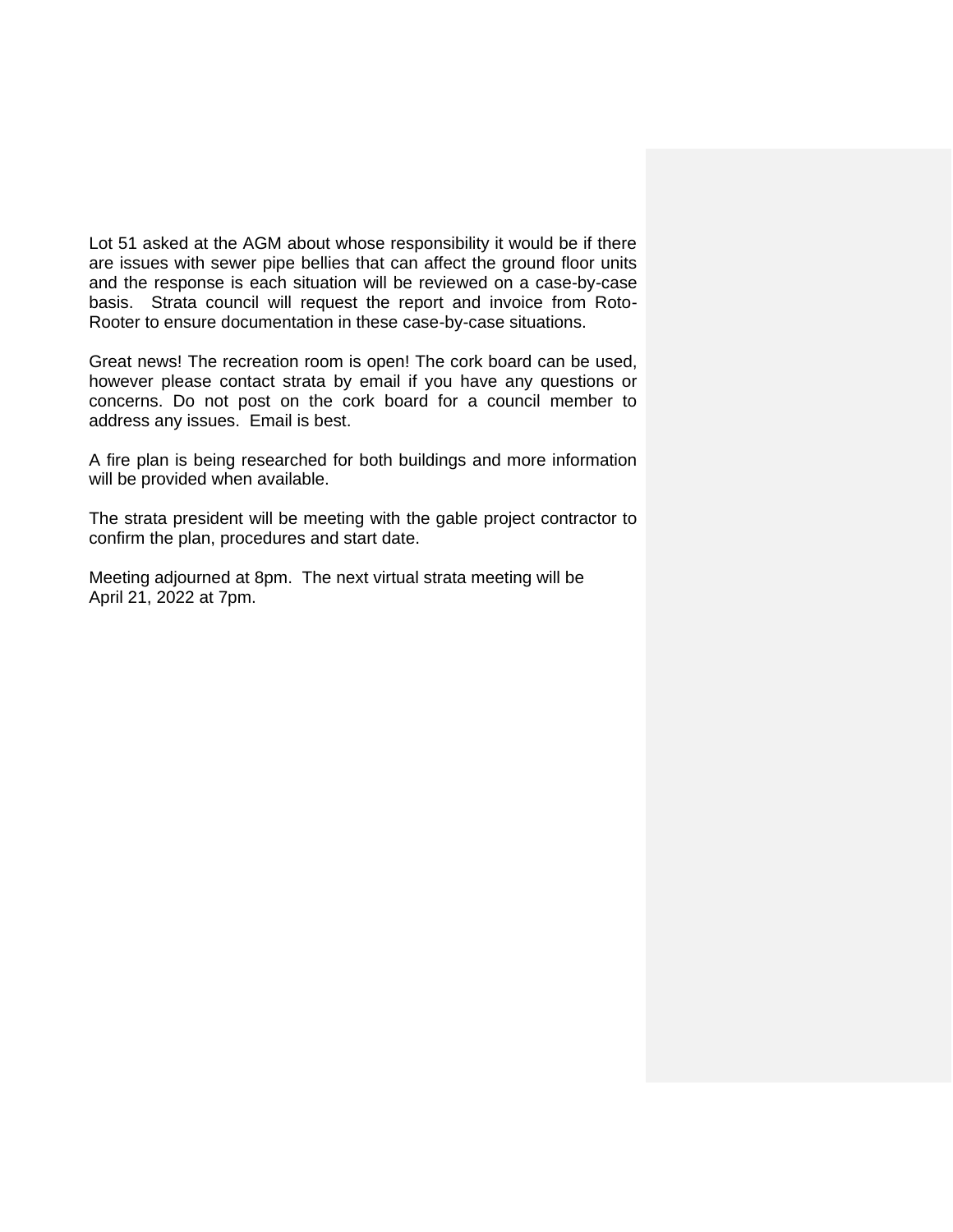Lot 51 asked at the AGM about whose responsibility it would be if there are issues with sewer pipe bellies that can affect the ground floor units and the response is each situation will be reviewed on a case-by-case basis. Strata council will request the report and invoice from Roto-Rooter to ensure documentation in these case-by-case situations.

Great news! The recreation room is open! The cork board can be used, however please contact strata by email if you have any questions or concerns. Do not post on the cork board for a council member to address any issues. Email is best.

A fire plan is being researched for both buildings and more information will be provided when available.

The strata president will be meeting with the gable project contractor to confirm the plan, procedures and start date.

Meeting adjourned at 8pm. The next virtual strata meeting will be April 21, 2022 at 7pm.